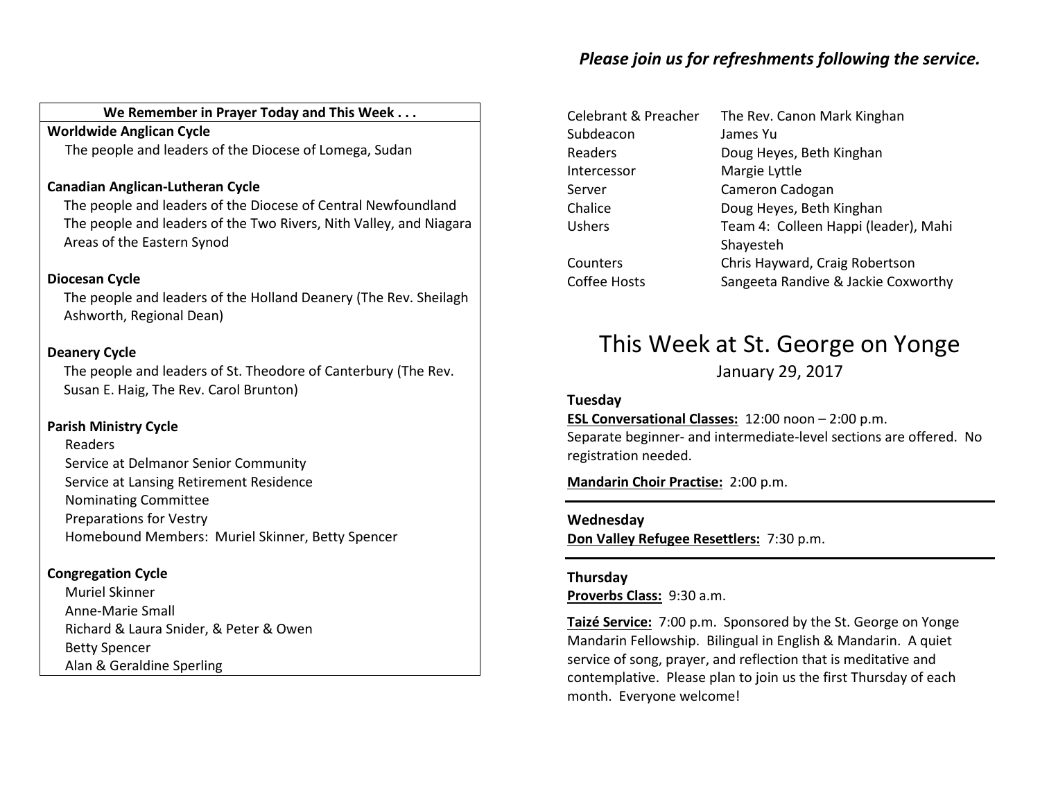**We Remember in Prayer Today and This Week . . .**

**Worldwide Anglican Cycle**

The people and leaders of the Diocese of Lomega, Sudan

**Canadian Anglican-Lutheran Cycle**

The people and leaders of the Diocese of Central Newfoundland
The people and leaders of the Two Rivers, Nith Valley, and Niagara Areas of the Eastern Synod

**Diocesan Cycle**

The people and leaders of the Holland Deanery (The Rev. Sheilagh Ashworth, Regional Dean)

**Deanery Cycle**

The people and leaders of St. Theodore of Canterbury (The Rev. Susan E. Haig, The Rev. Carol Brunton)

**Parish Ministry Cycle**

Readers
Service at Delmanor Senior Community
Service at Lansing Retirement Residence
Nominating Committee
Preparations for Vestry
Homebound Members: Muriel Skinner, Betty Spencer

**Congregation Cycle**

Muriel Skinner
Anne-Marie Small
Richard & Laura Snider, & Peter & Owen
Betty Spencer
Alan & Geraldine Sperling

***Please join us for refreshments following the service.***

| | |
|---|---|
| Celebrant & Preacher | The Rev. Canon Mark Kinghan |
| Subdeacon | James Yu |
| Readers | Doug Heyes, Beth Kinghan |
| Intercessor | Margie Lyttle |
| Server | Cameron Cadogan |
| Chalice | Doug Heyes, Beth Kinghan |
| Ushers | Team 4: Colleen Happi (leader), Mahi Shayesteh |
| Counters | Chris Hayward, Craig Robertson |
| Coffee Hosts | Sangeeta Randive & Jackie Coxworthy |

# This Week at St. George on Yonge

January 29, 2017

**Tuesday**

**ESL Conversational Classes:** 12:00 noon – 2:00 p.m.
Separate beginner- and intermediate-level sections are offered. No registration needed.

**Mandarin Choir Practise:** 2:00 p.m.

---

**Wednesday**

**Don Valley Refugee Resettlers:** 7:30 p.m.

---

**Thursday**

**Proverbs Class:** 9:30 a.m.

**Taizé Service:** 7:00 p.m. Sponsored by the St. George on Yonge Mandarin Fellowship. Bilingual in English & Mandarin. A quiet service of song, prayer, and reflection that is meditative and contemplative. Please plan to join us the first Thursday of each month. Everyone welcome!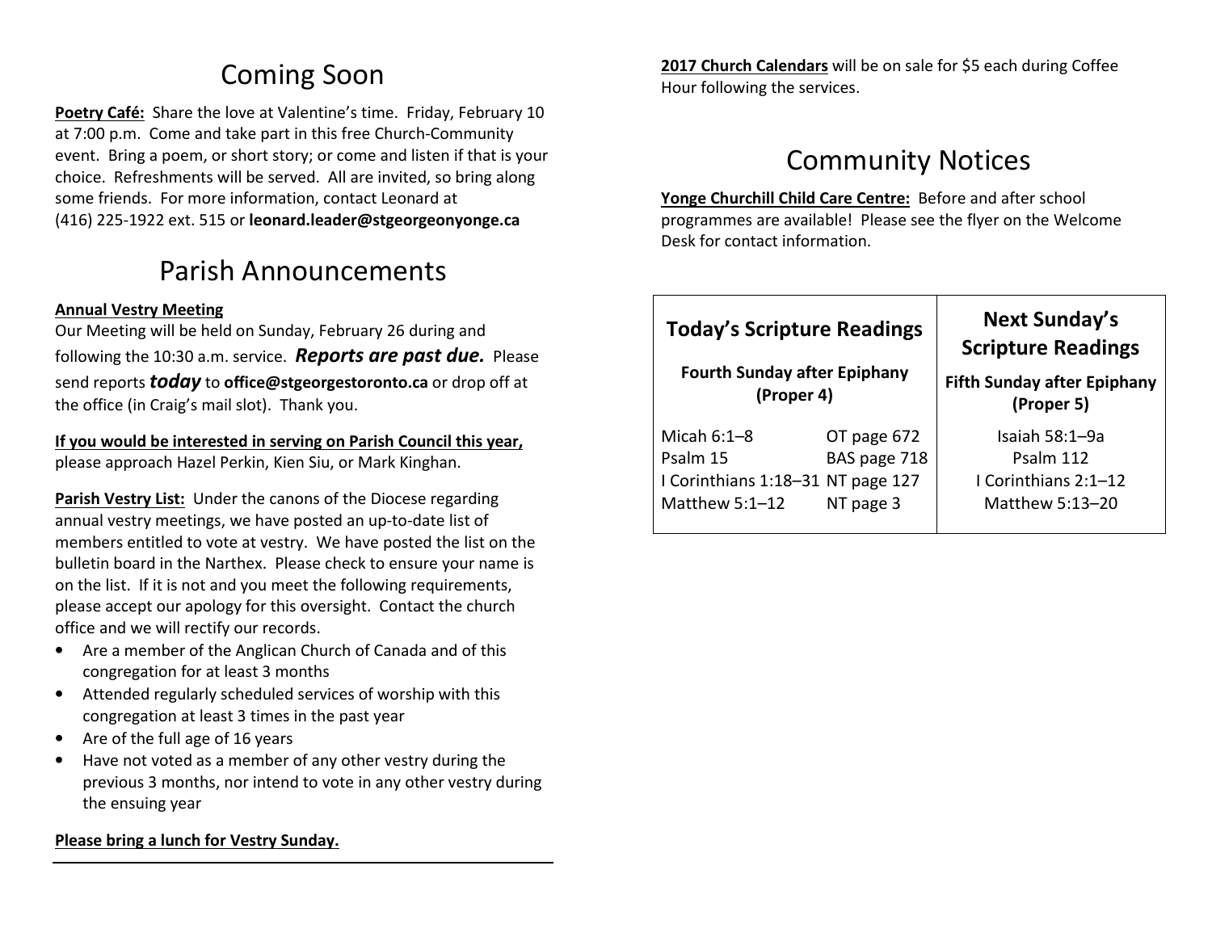# Coming Soon

**Poetry Café:** Share the love at Valentine's time. Friday, February 10 at 7:00 p.m. Come and take part in this free Church-Community event. Bring a poem, or short story; or come and listen if that is your choice. Refreshments will be served. All are invited, so bring along some friends. For more information, contact Leonard at (416) 225-1922 ext. 515 or **leonard.leader@stgeorgeonyonge.ca**

# Parish Announcements

**Annual Vestry Meeting**
Our Meeting will be held on Sunday, February 26 during and following the 10:30 a.m. service. ***Reports are past due.*** Please send reports ***today*** to **office@stgeorgestoronto.ca** or drop off at the office (in Craig's mail slot). Thank you.

**If you would be interested in serving on Parish Council this year,** please approach Hazel Perkin, Kien Siu, or Mark Kinghan.

**Parish Vestry List:** Under the canons of the Diocese regarding annual vestry meetings, we have posted an up-to-date list of members entitled to vote at vestry. We have posted the list on the bulletin board in the Narthex. Please check to ensure your name is on the list. If it is not and you meet the following requirements, please accept our apology for this oversight. Contact the church office and we will rectify our records.

- Are a member of the Anglican Church of Canada and of this congregation for at least 3 months
- Attended regularly scheduled services of worship with this congregation at least 3 times in the past year
- Are of the full age of 16 years
- Have not voted as a member of any other vestry during the previous 3 months, nor intend to vote in any other vestry during the ensuing year

**Please bring a lunch for Vestry Sunday.**

**2017 Church Calendars** will be on sale for $5 each during Coffee Hour following the services.

# Community Notices

**Yonge Churchill Child Care Centre:** Before and after school programmes are available! Please see the flyer on the Welcome Desk for contact information.

## Today's Scripture Readings

**Fourth Sunday after Epiphany (Proper 4)**

| | |
|---|---|
| Micah 6:1–8 | OT page 672 |
| Psalm 15 | BAS page 718 |
| I Corinthians 1:18–31 | NT page 127 |
| Matthew 5:1–12 | NT page 3 |

## Next Sunday's Scripture Readings

**Fifth Sunday after Epiphany (Proper 5)**

Isaiah 58:1–9a
Psalm 112
I Corinthians 2:1–12
Matthew 5:13–20